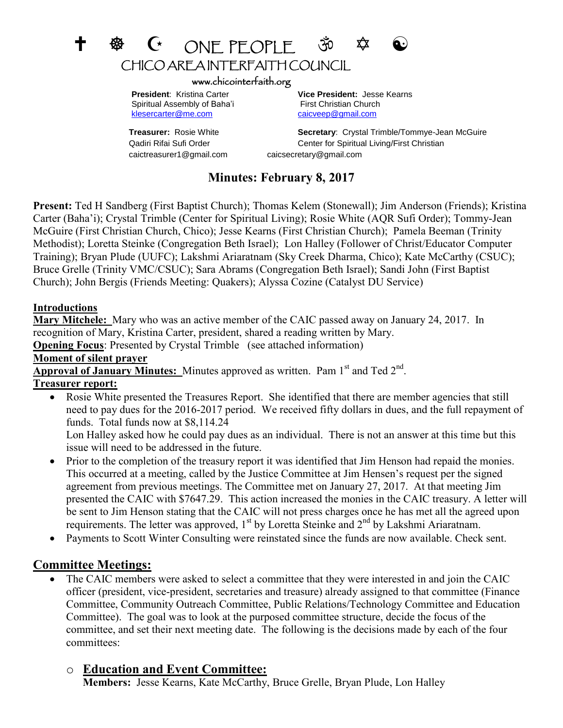# ✝ ☸ ☪ ONE PEOPLE ॐ ✡ ☯

## CHICO AREA INTERFAITH COUNCIL

www.chicointerfaith.org

**President**: Kristina Carter
Spiritual Assembly of Baha'i
klesercarter@me.com

**Vice President:** Jesse Kearns
First Christian Church
caicveep@gmail.com

**Treasurer:** Rosie White
Qadiri Rifai Sufi Order
caictreasurer1@gmail.com

**Secretary**: Crystal Trimble/Tommye-Jean McGuire
Center for Spiritual Living/First Christian
caicsecretary@gmail.com

## Minutes: February 8, 2017

**Present:** Ted H Sandberg (First Baptist Church); Thomas Kelem (Stonewall); Jim Anderson (Friends); Kristina Carter (Baha'i); Crystal Trimble (Center for Spiritual Living); Rosie White (AQR Sufi Order); Tommy-Jean McGuire (First Christian Church, Chico); Jesse Kearns (First Christian Church); Pamela Beeman (Trinity Methodist); Loretta Steinke (Congregation Beth Israel); Lon Halley (Follower of Christ/Educator Computer Training); Bryan Plude (UUFC); Lakshmi Ariaratnam (Sky Creek Dharma, Chico); Kate McCarthy (CSUC); Bruce Grelle (Trinity VMC/CSUC); Sara Abrams (Congregation Beth Israel); Sandi John (First Baptist Church); John Bergis (Friends Meeting: Quakers); Alyssa Cozine (Catalyst DU Service)

**Introductions**

**Mary Mitchele:** Mary who was an active member of the CAIC passed away on January 24, 2017. In recognition of Mary, Kristina Carter, president, shared a reading written by Mary.

**Opening Focus**: Presented by Crystal Trimble (see attached information)

**Moment of silent prayer**

**Approval of January Minutes:** Minutes approved as written. Pam 1st and Ted 2nd.

**Treasurer report:**

- Rosie White presented the Treasures Report. She identified that there are member agencies that still need to pay dues for the 2016-2017 period. We received fifty dollars in dues, and the full repayment of funds. Total funds now at $8,114.24
  Lon Halley asked how he could pay dues as an individual. There is not an answer at this time but this issue will need to be addressed in the future.
- Prior to the completion of the treasury report it was identified that Jim Henson had repaid the monies. This occurred at a meeting, called by the Justice Committee at Jim Hensen's request per the signed agreement from previous meetings. The Committee met on January 27, 2017. At that meeting Jim presented the CAIC with $7647.29. This action increased the monies in the CAIC treasury. A letter will be sent to Jim Henson stating that the CAIC will not press charges once he has met all the agreed upon requirements. The letter was approved, 1st by Loretta Steinke and 2nd by Lakshmi Ariaratnam.
- Payments to Scott Winter Consulting were reinstated since the funds are now available. Check sent.

## Committee Meetings:

- The CAIC members were asked to select a committee that they were interested in and join the CAIC officer (president, vice-president, secretaries and treasure) already assigned to that committee (Finance Committee, Community Outreach Committee, Public Relations/Technology Committee and Education Committee). The goal was to look at the purposed committee structure, decide the focus of the committee, and set their next meeting date. The following is the decisions made by each of the four committees:

  - **Education and Event Committee:**
    **Members:** Jesse Kearns, Kate McCarthy, Bruce Grelle, Bryan Plude, Lon Halley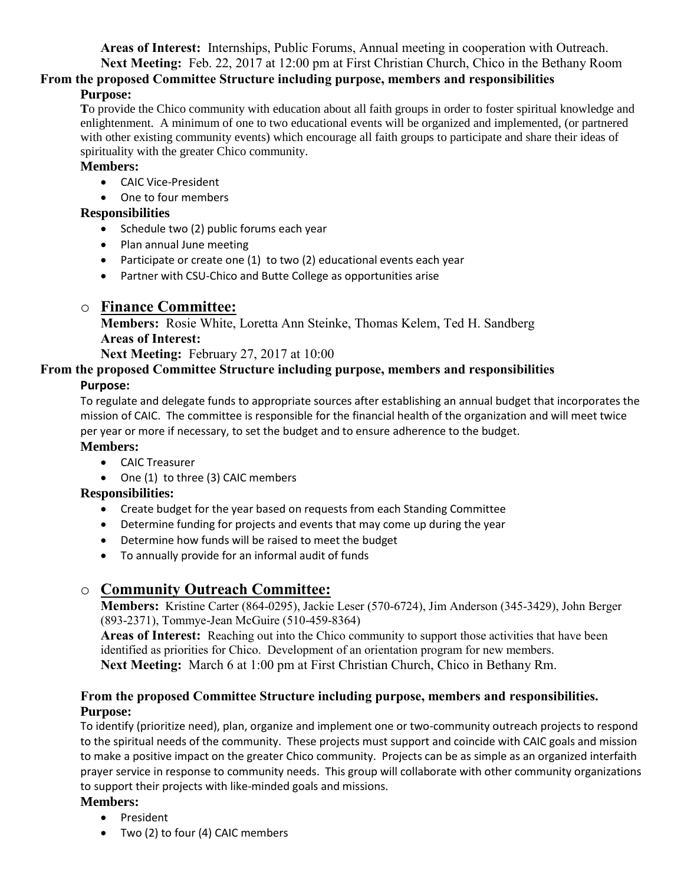**Areas of Interest:** Internships, Public Forums, Annual meeting in cooperation with Outreach.

**Next Meeting:** Feb. 22, 2017 at 12:00 pm at First Christian Church, Chico in the Bethany Room

**From the proposed Committee Structure including purpose, members and responsibilities**

**Purpose:**

To provide the Chico community with education about all faith groups in order to foster spiritual knowledge and enlightenment. A minimum of one to two educational events will be organized and implemented, (or partnered with other existing community events) which encourage all faith groups to participate and share their ideas of spirituality with the greater Chico community.

**Members:**

- CAIC Vice-President
- One to four members

**Responsibilities**

- Schedule two (2) public forums each year
- Plan annual June meeting
- Participate or create one (1) to two (2) educational events each year
- Partner with CSU-Chico and Butte College as opportunities arise

- ## Finance Committee:

**Members:** Rosie White, Loretta Ann Steinke, Thomas Kelem, Ted H. Sandberg

**Areas of Interest:**

**Next Meeting:** February 27, 2017 at 10:00

**From the proposed Committee Structure including purpose, members and responsibilities**

**Purpose:**

To regulate and delegate funds to appropriate sources after establishing an annual budget that incorporates the mission of CAIC. The committee is responsible for the financial health of the organization and will meet twice per year or more if necessary, to set the budget and to ensure adherence to the budget.

**Members:**

- CAIC Treasurer
- One (1) to three (3) CAIC members

**Responsibilities:**

- Create budget for the year based on requests from each Standing Committee
- Determine funding for projects and events that may come up during the year
- Determine how funds will be raised to meet the budget
- To annually provide for an informal audit of funds

- ## Community Outreach Committee:

**Members:** Kristine Carter (864-0295), Jackie Leser (570-6724), Jim Anderson (345-3429), John Berger (893-2371), Tommye-Jean McGuire (510-459-8364)

**Areas of Interest:** Reaching out into the Chico community to support those activities that have been identified as priorities for Chico. Development of an orientation program for new members.

**Next Meeting:** March 6 at 1:00 pm at First Christian Church, Chico in Bethany Rm.

**From the proposed Committee Structure including purpose, members and responsibilities.**

**Purpose:**

To identify (prioritize need), plan, organize and implement one or two-community outreach projects to respond to the spiritual needs of the community. These projects must support and coincide with CAIC goals and mission to make a positive impact on the greater Chico community. Projects can be as simple as an organized interfaith prayer service in response to community needs. This group will collaborate with other community organizations to support their projects with like-minded goals and missions.

**Members:**

- President
- Two (2) to four (4) CAIC members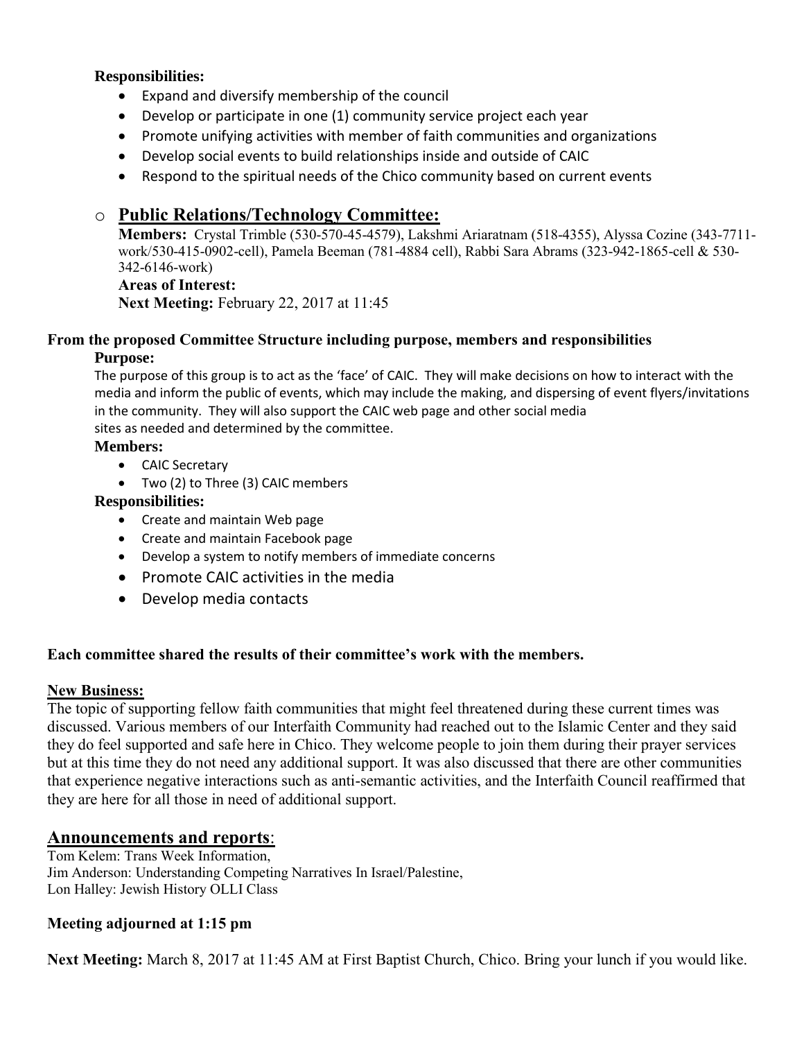**Responsibilities:**

- Expand and diversify membership of the council
- Develop or participate in one (1) community service project each year
- Promote unifying activities with member of faith communities and organizations
- Develop social events to build relationships inside and outside of CAIC
- Respond to the spiritual needs of the Chico community based on current events

- ## Public Relations/Technology Committee:

  **Members:** Crystal Trimble (530-570-45-4579), Lakshmi Ariaratnam (518-4355), Alyssa Cozine (343-7711-work/530-415-0902-cell), Pamela Beeman (781-4884 cell), Rabbi Sara Abrams (323-942-1865-cell & 530-342-6146-work)

  **Areas of Interest:**

  **Next Meeting:** February 22, 2017 at 11:45

**From the proposed Committee Structure including purpose, members and responsibilities**

**Purpose:**

The purpose of this group is to act as the 'face' of CAIC. They will make decisions on how to interact with the media and inform the public of events, which may include the making, and dispersing of event flyers/invitations in the community. They will also support the CAIC web page and other social media sites as needed and determined by the committee.

**Members:**

- CAIC Secretary
- Two (2) to Three (3) CAIC members

**Responsibilities:**

- Create and maintain Web page
- Create and maintain Facebook page
- Develop a system to notify members of immediate concerns
- Promote CAIC activities in the media
- Develop media contacts

**Each committee shared the results of their committee's work with the members.**

**New Business:**

The topic of supporting fellow faith communities that might feel threatened during these current times was discussed. Various members of our Interfaith Community had reached out to the Islamic Center and they said they do feel supported and safe here in Chico. They welcome people to join them during their prayer services but at this time they do not need any additional support. It was also discussed that there are other communities that experience negative interactions such as anti-semantic activities, and the Interfaith Council reaffirmed that they are here for all those in need of additional support.

## Announcements and reports:

Tom Kelem: Trans Week Information,
Jim Anderson: Understanding Competing Narratives In Israel/Palestine,
Lon Halley: Jewish History OLLI Class

**Meeting adjourned at 1:15 pm**

**Next Meeting:** March 8, 2017 at 11:45 AM at First Baptist Church, Chico. Bring your lunch if you would like.